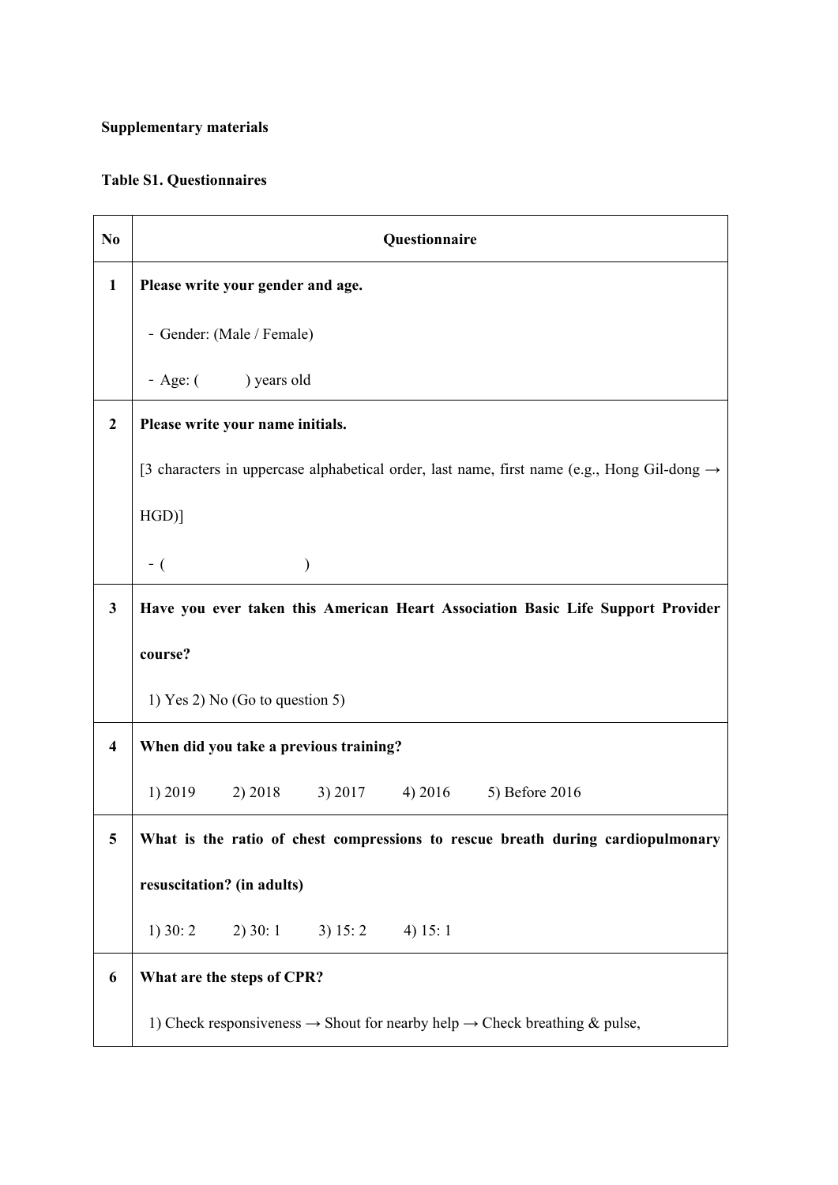**Supplementary materials**

**Table S1. Questionnaires**

| No | Questionnaire |
|---|---|
| **1** | **Please write your gender and age.**<br>- Gender: (Male / Female)<br>- Age: ( ) years old |
| **2** | **Please write your name initials.**<br>[3 characters in uppercase alphabetical order, last name, first name (e.g., Hong Gil-dong → HGD)]<br>- ( ) |
| **3** | **Have you ever taken this American Heart Association Basic Life Support Provider course?**<br>1) Yes 2) No (Go to question 5) |
| **4** | **When did you take a previous training?**<br>1) 2019 2) 2018 3) 2017 4) 2016 5) Before 2016 |
| **5** | **What is the ratio of chest compressions to rescue breath during cardiopulmonary resuscitation? (in adults)**<br>1) 30: 2 2) 30: 1 3) 15: 2 4) 15: 1 |
| **6** | **What are the steps of CPR?**<br>1) Check responsiveness → Shout for nearby help → Check breathing & pulse, |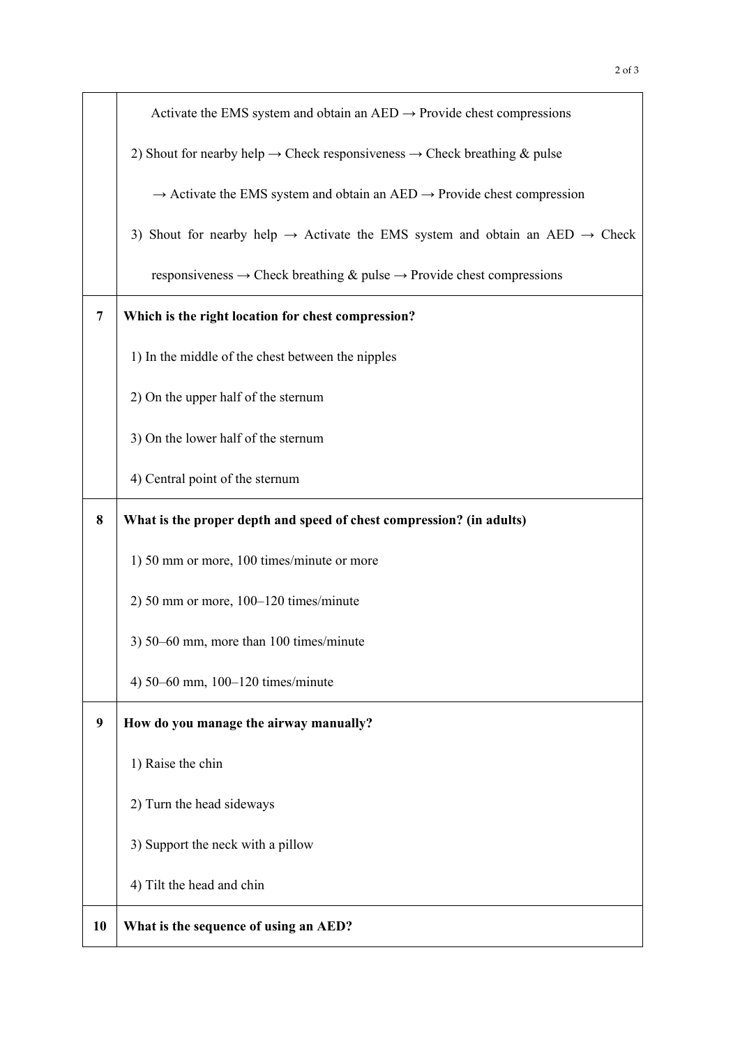| | |
|---|---|
| | Activate the EMS system and obtain an AED → Provide chest compressions<br><br>2) Shout for nearby help → Check responsiveness → Check breathing & pulse → Activate the EMS system and obtain an AED → Provide chest compression<br><br>3) Shout for nearby help → Activate the EMS system and obtain an AED → Check responsiveness → Check breathing & pulse → Provide chest compressions |
| **7** | **Which is the right location for chest compression?**<br><br>1) In the middle of the chest between the nipples<br><br>2) On the upper half of the sternum<br><br>3) On the lower half of the sternum<br><br>4) Central point of the sternum |
| **8** | **What is the proper depth and speed of chest compression? (in adults)**<br><br>1) 50 mm or more, 100 times/minute or more<br><br>2) 50 mm or more, 100–120 times/minute<br><br>3) 50–60 mm, more than 100 times/minute<br><br>4) 50–60 mm, 100–120 times/minute |
| **9** | **How do you manage the airway manually?**<br><br>1) Raise the chin<br><br>2) Turn the head sideways<br><br>3) Support the neck with a pillow<br><br>4) Tilt the head and chin |
| **10** | **What is the sequence of using an AED?** |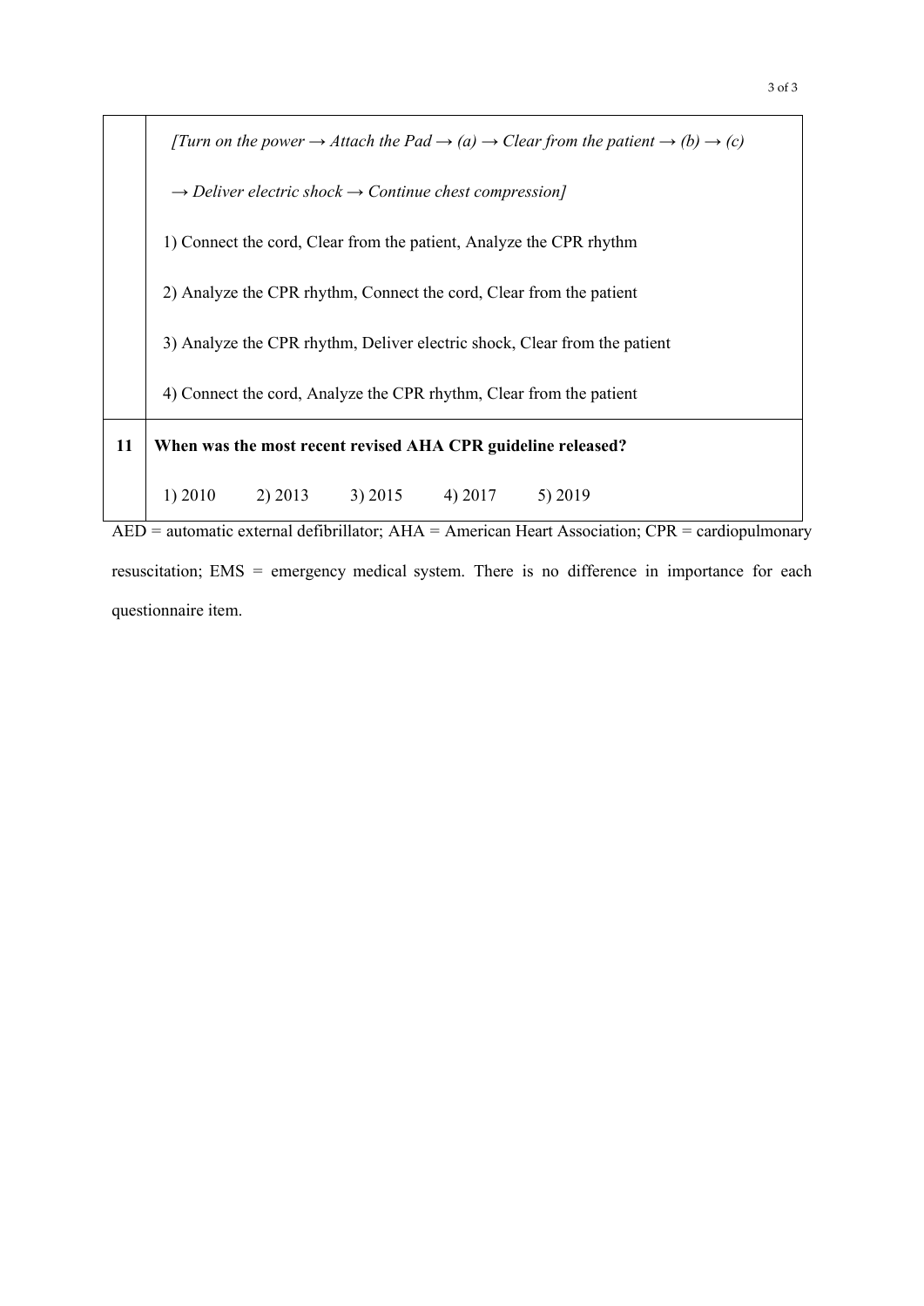| | |
|---|---|
| | *[Turn on the power → Attach the Pad → (a) → Clear from the patient → (b) → (c) → Deliver electric shock → Continue chest compression]*<br><br>1) Connect the cord, Clear from the patient, Analyze the CPR rhythm<br><br>2) Analyze the CPR rhythm, Connect the cord, Clear from the patient<br><br>3) Analyze the CPR rhythm, Deliver electric shock, Clear from the patient<br><br>4) Connect the cord, Analyze the CPR rhythm, Clear from the patient |
| **11** | **When was the most recent revised AHA CPR guideline released?**<br><br>1) 2010 2) 2013 3) 2015 4) 2017 5) 2019 |

AED = automatic external defibrillator; AHA = American Heart Association; CPR = cardiopulmonary resuscitation; EMS = emergency medical system. There is no difference in importance for each questionnaire item.